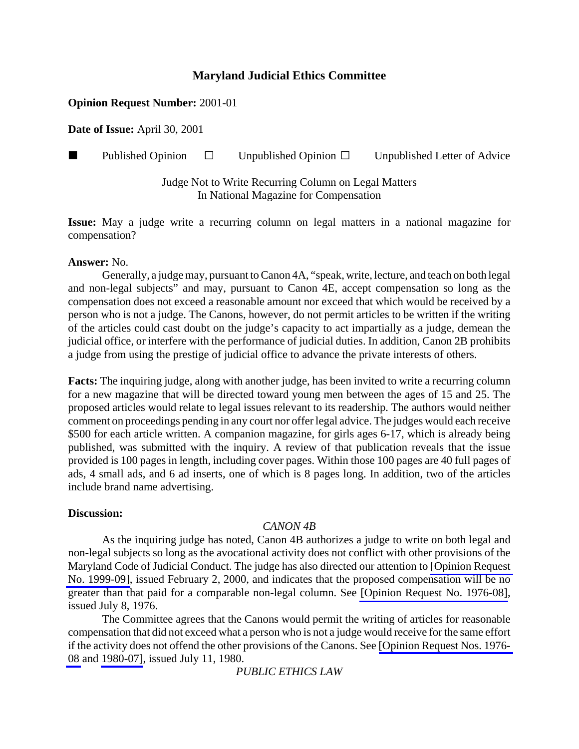# Maryland Judicial Ethics Committee

**Opinion Request Number:** 2001-01

**Date of Issue:** April 30, 2001

■ Published Opinion ☐ Unpublished Opinion ☐ Unpublished Letter of Advice

Judge Not to Write Recurring Column on Legal Matters
In National Magazine for Compensation

**Issue:** May a judge write a recurring column on legal matters in a national magazine for compensation?

**Answer:** No.

Generally, a judge may, pursuant to Canon 4A, "speak, write, lecture, and teach on both legal and non-legal subjects" and may, pursuant to Canon 4E, accept compensation so long as the compensation does not exceed a reasonable amount nor exceed that which would be received by a person who is not a judge. The Canons, however, do not permit articles to be written if the writing of the articles could cast doubt on the judge's capacity to act impartially as a judge, demean the judicial office, or interfere with the performance of judicial duties. In addition, Canon 2B prohibits a judge from using the prestige of judicial office to advance the private interests of others.

**Facts:** The inquiring judge, along with another judge, has been invited to write a recurring column for a new magazine that will be directed toward young men between the ages of 15 and 25. The proposed articles would relate to legal issues relevant to its readership. The authors would neither comment on proceedings pending in any court nor offer legal advice. The judges would each receive $500 for each article written. A companion magazine, for girls ages 6-17, which is already being published, was submitted with the inquiry. A review of that publication reveals that the issue provided is 100 pages in length, including cover pages. Within those 100 pages are 40 full pages of ads, 4 small ads, and 6 ad inserts, one of which is 8 pages long. In addition, two of the articles include brand name advertising.

**Discussion:**

*CANON 4B*

As the inquiring judge has noted, Canon 4B authorizes a judge to write on both legal and non-legal subjects so long as the avocational activity does not conflict with other provisions of the Maryland Code of Judicial Conduct. The judge has also directed our attention to [Opinion Request No. 1999-09], issued February 2, 2000, and indicates that the proposed compensation will be no greater than that paid for a comparable non-legal column. See [Opinion Request No. 1976-08], issued July 8, 1976.

The Committee agrees that the Canons would permit the writing of articles for reasonable compensation that did not exceed what a person who is not a judge would receive for the same effort if the activity does not offend the other provisions of the Canons. See [Opinion Request Nos. 1976-08 and 1980-07], issued July 11, 1980.

*PUBLIC ETHICS LAW*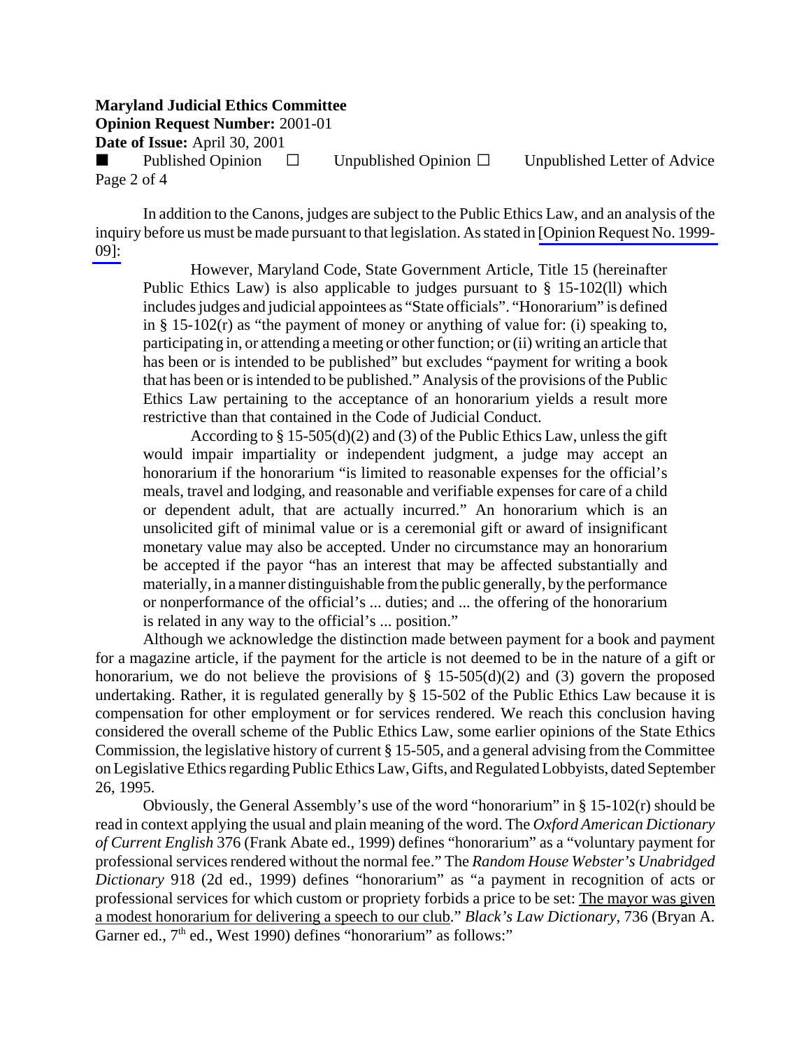In addition to the Canons, judges are subject to the Public Ethics Law, and an analysis of the inquiry before us must be made pursuant to that legislation. As stated in [Opinion Request No. 1999-09]:

> However, Maryland Code, State Government Article, Title 15 (hereinafter Public Ethics Law) is also applicable to judges pursuant to § 15-102(ll) which includes judges and judicial appointees as "State officials". "Honorarium" is defined in § 15-102(r) as "the payment of money or anything of value for: (i) speaking to, participating in, or attending a meeting or other function; or (ii) writing an article that has been or is intended to be published" but excludes "payment for writing a book that has been or is intended to be published." Analysis of the provisions of the Public Ethics Law pertaining to the acceptance of an honorarium yields a result more restrictive than that contained in the Code of Judicial Conduct.
>
> According to § 15-505(d)(2) and (3) of the Public Ethics Law, unless the gift would impair impartiality or independent judgment, a judge may accept an honorarium if the honorarium "is limited to reasonable expenses for the official's meals, travel and lodging, and reasonable and verifiable expenses for care of a child or dependent adult, that are actually incurred." An honorarium which is an unsolicited gift of minimal value or is a ceremonial gift or award of insignificant monetary value may also be accepted. Under no circumstance may an honorarium be accepted if the payor "has an interest that may be affected substantially and materially, in a manner distinguishable from the public generally, by the performance or nonperformance of the official's ... duties; and ... the offering of the honorarium is related in any way to the official's ... position."

Although we acknowledge the distinction made between payment for a book and payment for a magazine article, if the payment for the article is not deemed to be in the nature of a gift or honorarium, we do not believe the provisions of § 15-505(d)(2) and (3) govern the proposed undertaking. Rather, it is regulated generally by § 15-502 of the Public Ethics Law because it is compensation for other employment or for services rendered. We reach this conclusion having considered the overall scheme of the Public Ethics Law, some earlier opinions of the State Ethics Commission, the legislative history of current § 15-505, and a general advising from the Committee on Legislative Ethics regarding Public Ethics Law, Gifts, and Regulated Lobbyists, dated September 26, 1995.

Obviously, the General Assembly's use of the word "honorarium" in § 15-102(r) should be read in context applying the usual and plain meaning of the word. The *Oxford American Dictionary of Current English* 376 (Frank Abate ed., 1999) defines "honorarium" as a "voluntary payment for professional services rendered without the normal fee." The *Random House Webster's Unabridged Dictionary* 918 (2d ed., 1999) defines "honorarium" as "a payment in recognition of acts or professional services for which custom or propriety forbids a price to be set: The mayor was given a modest honorarium for delivering a speech to our club." *Black's Law Dictionary*, 736 (Bryan A. Garner ed., 7th ed., West 1990) defines "honorarium" as follows:"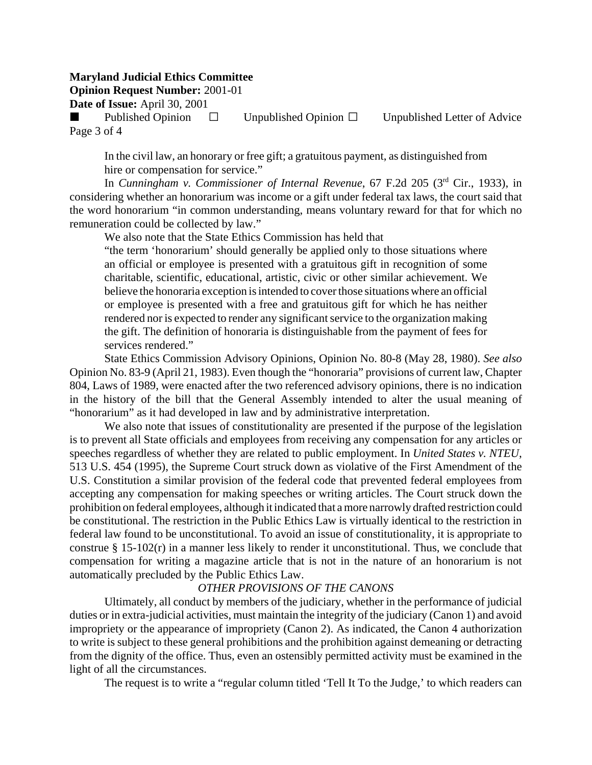In the civil law, an honorary or free gift; a gratuitous payment, as distinguished from hire or compensation for service."

In *Cunningham v. Commissioner of Internal Revenue*, 67 F.2d 205 (3rd Cir., 1933), in considering whether an honorarium was income or a gift under federal tax laws, the court said that the word honorarium "in common understanding, means voluntary reward for that for which no remuneration could be collected by law."

We also note that the State Ethics Commission has held that

> "the term 'honorarium' should generally be applied only to those situations where an official or employee is presented with a gratuitous gift in recognition of some charitable, scientific, educational, artistic, civic or other similar achievement. We believe the honoraria exception is intended to cover those situations where an official or employee is presented with a free and gratuitous gift for which he has neither rendered nor is expected to render any significant service to the organization making the gift. The definition of honoraria is distinguishable from the payment of fees for services rendered."

State Ethics Commission Advisory Opinions, Opinion No. 80-8 (May 28, 1980). *See also* Opinion No. 83-9 (April 21, 1983). Even though the "honoraria" provisions of current law, Chapter 804, Laws of 1989, were enacted after the two referenced advisory opinions, there is no indication in the history of the bill that the General Assembly intended to alter the usual meaning of "honorarium" as it had developed in law and by administrative interpretation.

We also note that issues of constitutionality are presented if the purpose of the legislation is to prevent all State officials and employees from receiving any compensation for any articles or speeches regardless of whether they are related to public employment. In *United States v. NTEU*, 513 U.S. 454 (1995), the Supreme Court struck down as violative of the First Amendment of the U.S. Constitution a similar provision of the federal code that prevented federal employees from accepting any compensation for making speeches or writing articles. The Court struck down the prohibition on federal employees, although it indicated that a more narrowly drafted restriction could be constitutional. The restriction in the Public Ethics Law is virtually identical to the restriction in federal law found to be unconstitutional. To avoid an issue of constitutionality, it is appropriate to construe § 15-102(r) in a manner less likely to render it unconstitutional. Thus, we conclude that compensation for writing a magazine article that is not in the nature of an honorarium is not automatically precluded by the Public Ethics Law.

*OTHER PROVISIONS OF THE CANONS*

Ultimately, all conduct by members of the judiciary, whether in the performance of judicial duties or in extra-judicial activities, must maintain the integrity of the judiciary (Canon 1) and avoid impropriety or the appearance of impropriety (Canon 2). As indicated, the Canon 4 authorization to write is subject to these general prohibitions and the prohibition against demeaning or detracting from the dignity of the office. Thus, even an ostensibly permitted activity must be examined in the light of all the circumstances.

The request is to write a "regular column titled 'Tell It To the Judge,' to which readers can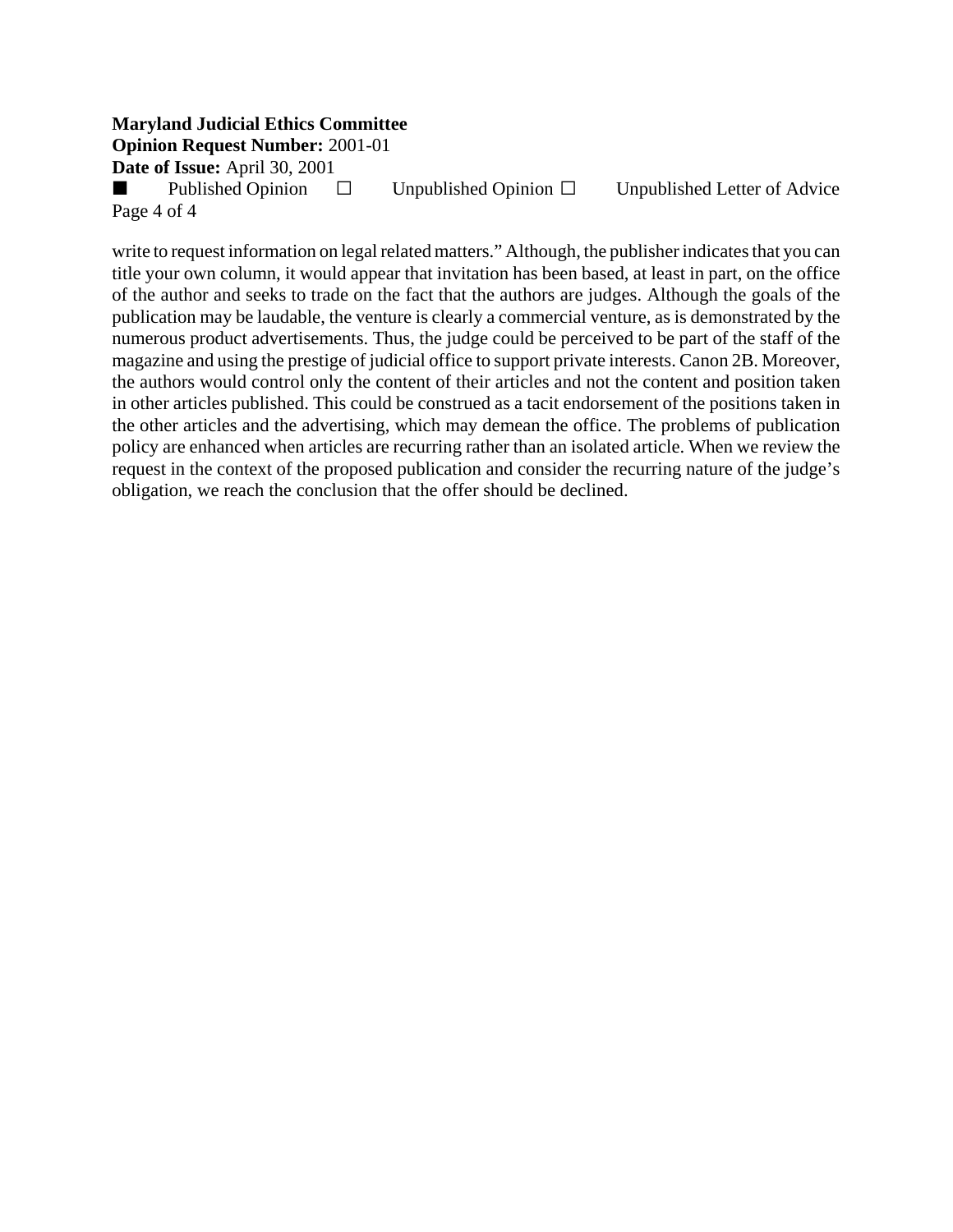write to request information on legal related matters." Although, the publisher indicates that you can title your own column, it would appear that invitation has been based, at least in part, on the office of the author and seeks to trade on the fact that the authors are judges. Although the goals of the publication may be laudable, the venture is clearly a commercial venture, as is demonstrated by the numerous product advertisements. Thus, the judge could be perceived to be part of the staff of the magazine and using the prestige of judicial office to support private interests. Canon 2B. Moreover, the authors would control only the content of their articles and not the content and position taken in other articles published. This could be construed as a tacit endorsement of the positions taken in the other articles and the advertising, which may demean the office. The problems of publication policy are enhanced when articles are recurring rather than an isolated article. When we review the request in the context of the proposed publication and consider the recurring nature of the judge's obligation, we reach the conclusion that the offer should be declined.